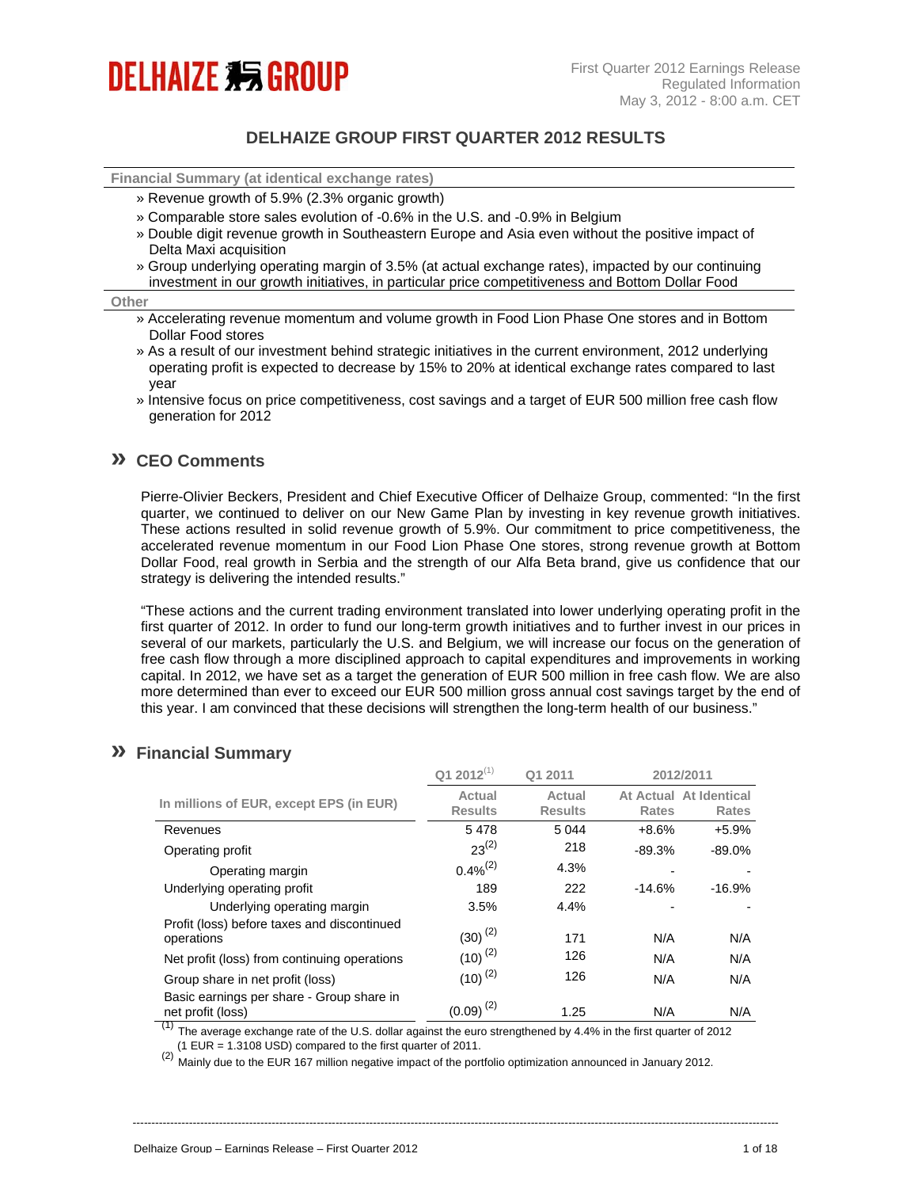DELHAIZE GROUP

First Quarter 2012 Earnings Release
Regulated Information
May 3, 2012 - 8:00 a.m. CET

# DELHAIZE GROUP FIRST QUARTER 2012 RESULTS

**Financial Summary (at identical exchange rates)**

- » Revenue growth of 5.9% (2.3% organic growth)
- » Comparable store sales evolution of -0.6% in the U.S. and -0.9% in Belgium
- » Double digit revenue growth in Southeastern Europe and Asia even without the positive impact of Delta Maxi acquisition
- » Group underlying operating margin of 3.5% (at actual exchange rates), impacted by our continuing investment in our growth initiatives, in particular price competitiveness and Bottom Dollar Food

**Other**

- » Accelerating revenue momentum and volume growth in Food Lion Phase One stores and in Bottom Dollar Food stores
- » As a result of our investment behind strategic initiatives in the current environment, 2012 underlying operating profit is expected to decrease by 15% to 20% at identical exchange rates compared to last year
- » Intensive focus on price competitiveness, cost savings and a target of EUR 500 million free cash flow generation for 2012

## » CEO Comments

Pierre-Olivier Beckers, President and Chief Executive Officer of Delhaize Group, commented: "In the first quarter, we continued to deliver on our New Game Plan by investing in key revenue growth initiatives. These actions resulted in solid revenue growth of 5.9%. Our commitment to price competitiveness, the accelerated revenue momentum in our Food Lion Phase One stores, strong revenue growth at Bottom Dollar Food, real growth in Serbia and the strength of our Alfa Beta brand, give us confidence that our strategy is delivering the intended results."

"These actions and the current trading environment translated into lower underlying operating profit in the first quarter of 2012. In order to fund our long-term growth initiatives and to further invest in our prices in several of our markets, particularly the U.S. and Belgium, we will increase our focus on the generation of free cash flow through a more disciplined approach to capital expenditures and improvements in working capital. In 2012, we have set as a target the generation of EUR 500 million in free cash flow. We are also more determined than ever to exceed our EUR 500 million gross annual cost savings target by the end of this year. I am convinced that these decisions will strengthen the long-term health of our business."

## » Financial Summary

| In millions of EUR, except EPS (in EUR) | Q1 2012[1] Actual Results | Q1 2011 Actual Results | 2012/2011 At Actual Rates | 2012/2011 At Identical Rates |
|---|---|---|---|---|
| Revenues | 5 478 | 5 044 | +8.6% | +5.9% |
| Operating profit | 23[2] | 218 | -89.3% | -89.0% |
| Operating margin | 0.4%[2] | 4.3% | - | - |
| Underlying operating profit | 189 | 222 | -14.6% | -16.9% |
| Underlying operating margin | 3.5% | 4.4% | - | - |
| Profit (loss) before taxes and discontinued operations | (30)[2] | 171 | N/A | N/A |
| Net profit (loss) from continuing operations | (10)[2] | 126 | N/A | N/A |
| Group share in net profit (loss) | (10)[2] | 126 | N/A | N/A |
| Basic earnings per share - Group share in net profit (loss) | (0.09)[2] | 1.25 | N/A | N/A |

(1) The average exchange rate of the U.S. dollar against the euro strengthened by 4.4% in the first quarter of 2012 (1 EUR = 1.3108 USD) compared to the first quarter of 2011.

(2) Mainly due to the EUR 167 million negative impact of the portfolio optimization announced in January 2012.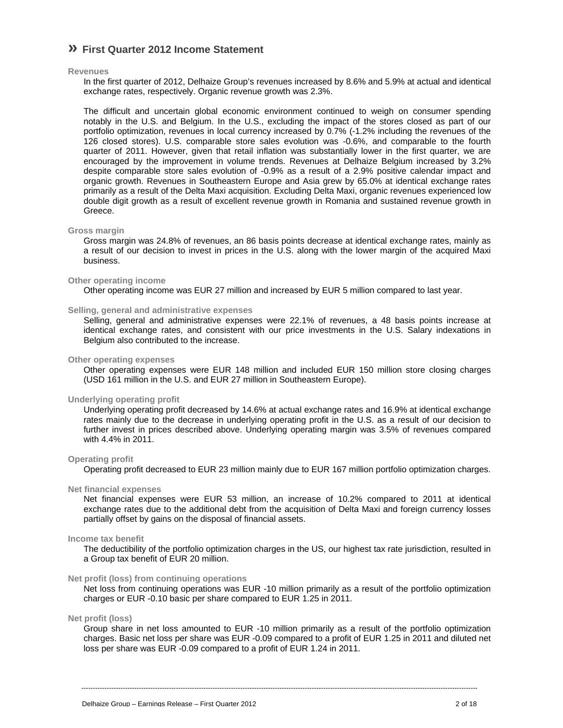# » First Quarter 2012 Income Statement

**Revenues**

In the first quarter of 2012, Delhaize Group's revenues increased by 8.6% and 5.9% at actual and identical exchange rates, respectively. Organic revenue growth was 2.3%.

The difficult and uncertain global economic environment continued to weigh on consumer spending notably in the U.S. and Belgium. In the U.S., excluding the impact of the stores closed as part of our portfolio optimization, revenues in local currency increased by 0.7% (-1.2% including the revenues of the 126 closed stores). U.S. comparable store sales evolution was -0.6%, and comparable to the fourth quarter of 2011. However, given that retail inflation was substantially lower in the first quarter, we are encouraged by the improvement in volume trends. Revenues at Delhaize Belgium increased by 3.2% despite comparable store sales evolution of -0.9% as a result of a 2.9% positive calendar impact and organic growth. Revenues in Southeastern Europe and Asia grew by 65.0% at identical exchange rates primarily as a result of the Delta Maxi acquisition. Excluding Delta Maxi, organic revenues experienced low double digit growth as a result of excellent revenue growth in Romania and sustained revenue growth in Greece.

**Gross margin**

Gross margin was 24.8% of revenues, an 86 basis points decrease at identical exchange rates, mainly as a result of our decision to invest in prices in the U.S. along with the lower margin of the acquired Maxi business.

**Other operating income**

Other operating income was EUR 27 million and increased by EUR 5 million compared to last year.

**Selling, general and administrative expenses**

Selling, general and administrative expenses were 22.1% of revenues, a 48 basis points increase at identical exchange rates, and consistent with our price investments in the U.S. Salary indexations in Belgium also contributed to the increase.

**Other operating expenses**

Other operating expenses were EUR 148 million and included EUR 150 million store closing charges (USD 161 million in the U.S. and EUR 27 million in Southeastern Europe).

**Underlying operating profit**

Underlying operating profit decreased by 14.6% at actual exchange rates and 16.9% at identical exchange rates mainly due to the decrease in underlying operating profit in the U.S. as a result of our decision to further invest in prices described above. Underlying operating margin was 3.5% of revenues compared with 4.4% in 2011.

**Operating profit**

Operating profit decreased to EUR 23 million mainly due to EUR 167 million portfolio optimization charges.

**Net financial expenses**

Net financial expenses were EUR 53 million, an increase of 10.2% compared to 2011 at identical exchange rates due to the additional debt from the acquisition of Delta Maxi and foreign currency losses partially offset by gains on the disposal of financial assets.

**Income tax benefit**

The deductibility of the portfolio optimization charges in the US, our highest tax rate jurisdiction, resulted in a Group tax benefit of EUR 20 million.

**Net profit (loss) from continuing operations**

Net loss from continuing operations was EUR -10 million primarily as a result of the portfolio optimization charges or EUR -0.10 basic per share compared to EUR 1.25 in 2011.

**Net profit (loss)**

Group share in net loss amounted to EUR -10 million primarily as a result of the portfolio optimization charges. Basic net loss per share was EUR -0.09 compared to a profit of EUR 1.25 in 2011 and diluted net loss per share was EUR -0.09 compared to a profit of EUR 1.24 in 2011.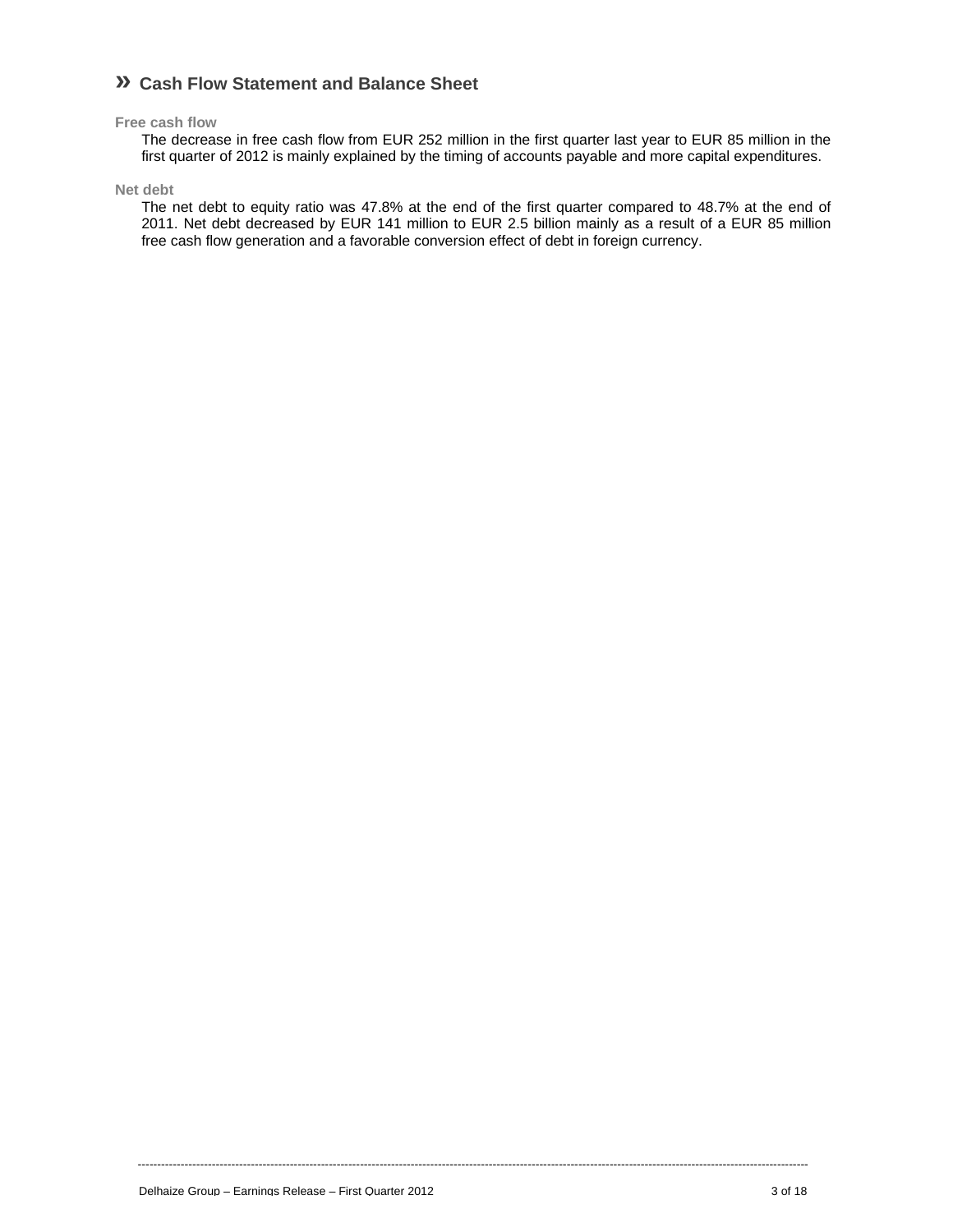## » Cash Flow Statement and Balance Sheet

**Free cash flow**

The decrease in free cash flow from EUR 252 million in the first quarter last year to EUR 85 million in the first quarter of 2012 is mainly explained by the timing of accounts payable and more capital expenditures.

**Net debt**

The net debt to equity ratio was 47.8% at the end of the first quarter compared to 48.7% at the end of 2011. Net debt decreased by EUR 141 million to EUR 2.5 billion mainly as a result of a EUR 85 million free cash flow generation and a favorable conversion effect of debt in foreign currency.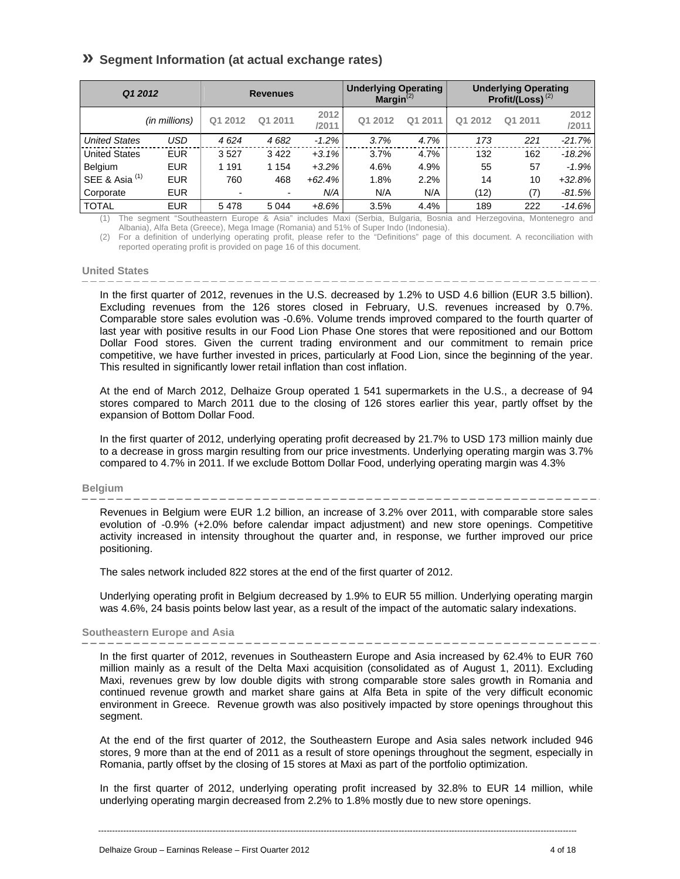## » Segment Information (at actual exchange rates)

| *Q1 2012* | | Revenues | | | Underlying Operating Margin(2) | | Underlying Operating Profit/(Loss) (2) | | |
|---|---|---|---|---|---|---|---|---|---|
| *(in millions)* | | Q1 2012 | Q1 2011 | 2012 /2011 | Q1 2012 | Q1 2011 | Q1 2012 | Q1 2011 | 2012 /2011 |
| *United States* | *USD* | *4 624* | *4 682* | *-1.2%* | *3.7%* | *4.7%* | *173* | *221* | *-21.7%* |
| United States | EUR | 3 527 | 3 422 | *+3.1%* | 3.7% | 4.7% | 132 | 162 | *-18.2%* |
| Belgium | EUR | 1 191 | 1 154 | *+3.2%* | 4.6% | 4.9% | 55 | 57 | *-1.9%* |
| SEE & Asia (1) | EUR | 760 | 468 | *+62.4%* | 1.8% | 2.2% | 14 | 10 | *+32.8%* |
| Corporate | EUR | - | - | *N/A* | N/A | N/A | (12) | (7) | *-81.5%* |
| TOTAL | EUR | 5 478 | 5 044 | *+8.6%* | 3.5% | 4.4% | 189 | 222 | *-14.6%* |

(1) The segment "Southeastern Europe & Asia" includes Maxi (Serbia, Bulgaria, Bosnia and Herzegovina, Montenegro and Albania), Alfa Beta (Greece), Mega Image (Romania) and 51% of Super Indo (Indonesia).

(2) For a definition of underlying operating profit, please refer to the "Definitions" page of this document. A reconciliation with reported operating profit is provided on page 16 of this document.

### United States

In the first quarter of 2012, revenues in the U.S. decreased by 1.2% to USD 4.6 billion (EUR 3.5 billion). Excluding revenues from the 126 stores closed in February, U.S. revenues increased by 0.7%. Comparable store sales evolution was -0.6%. Volume trends improved compared to the fourth quarter of last year with positive results in our Food Lion Phase One stores that were repositioned and our Bottom Dollar Food stores. Given the current trading environment and our commitment to remain price competitive, we have further invested in prices, particularly at Food Lion, since the beginning of the year. This resulted in significantly lower retail inflation than cost inflation.

At the end of March 2012, Delhaize Group operated 1 541 supermarkets in the U.S., a decrease of 94 stores compared to March 2011 due to the closing of 126 stores earlier this year, partly offset by the expansion of Bottom Dollar Food.

In the first quarter of 2012, underlying operating profit decreased by 21.7% to USD 173 million mainly due to a decrease in gross margin resulting from our price investments. Underlying operating margin was 3.7% compared to 4.7% in 2011. If we exclude Bottom Dollar Food, underlying operating margin was 4.3%

### Belgium

Revenues in Belgium were EUR 1.2 billion, an increase of 3.2% over 2011, with comparable store sales evolution of -0.9% (+2.0% before calendar impact adjustment) and new store openings. Competitive activity increased in intensity throughout the quarter and, in response, we further improved our price positioning.

The sales network included 822 stores at the end of the first quarter of 2012.

Underlying operating profit in Belgium decreased by 1.9% to EUR 55 million. Underlying operating margin was 4.6%, 24 basis points below last year, as a result of the impact of the automatic salary indexations.

### Southeastern Europe and Asia

In the first quarter of 2012, revenues in Southeastern Europe and Asia increased by 62.4% to EUR 760 million mainly as a result of the Delta Maxi acquisition (consolidated as of August 1, 2011). Excluding Maxi, revenues grew by low double digits with strong comparable store sales growth in Romania and continued revenue growth and market share gains at Alfa Beta in spite of the very difficult economic environment in Greece. Revenue growth was also positively impacted by store openings throughout this segment.

At the end of the first quarter of 2012, the Southeastern Europe and Asia sales network included 946 stores, 9 more than at the end of 2011 as a result of store openings throughout the segment, especially in Romania, partly offset by the closing of 15 stores at Maxi as part of the portfolio optimization.

In the first quarter of 2012, underlying operating profit increased by 32.8% to EUR 14 million, while underlying operating margin decreased from 2.2% to 1.8% mostly due to new store openings.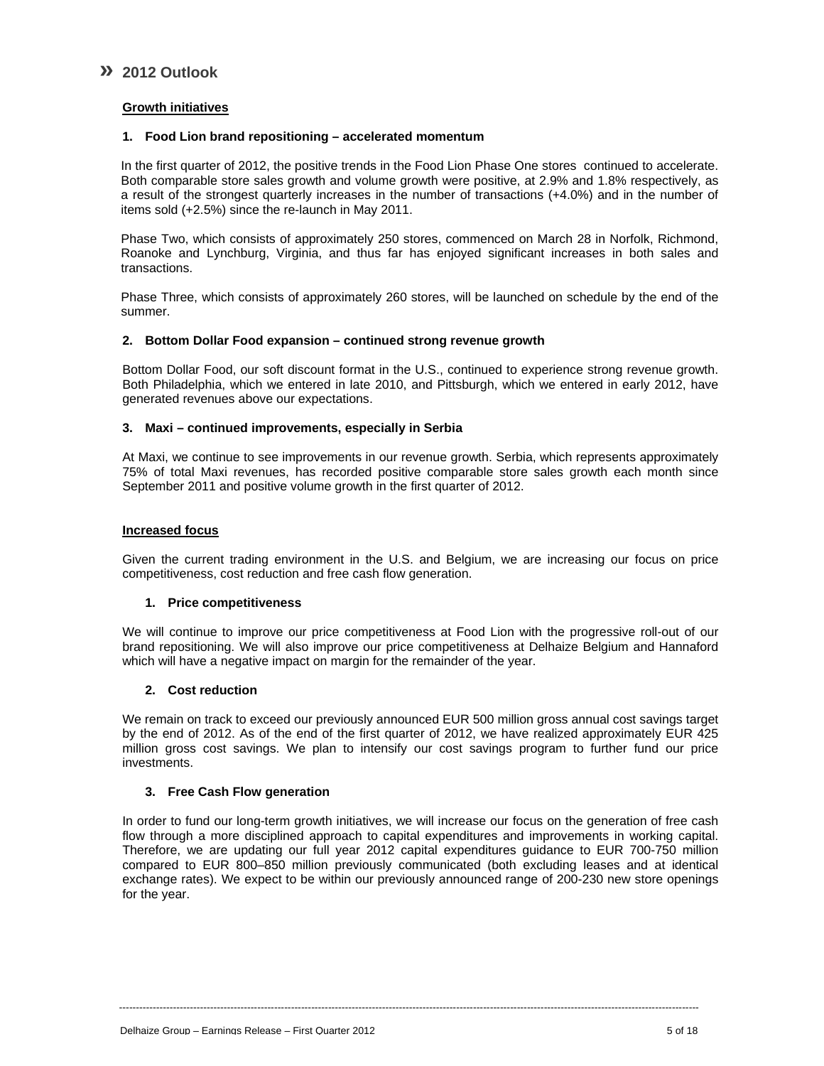## » 2012 Outlook

**Growth initiatives**

### 1. Food Lion brand repositioning – accelerated momentum

In the first quarter of 2012, the positive trends in the Food Lion Phase One stores continued to accelerate. Both comparable store sales growth and volume growth were positive, at 2.9% and 1.8% respectively, as a result of the strongest quarterly increases in the number of transactions (+4.0%) and in the number of items sold (+2.5%) since the re-launch in May 2011.

Phase Two, which consists of approximately 250 stores, commenced on March 28 in Norfolk, Richmond, Roanoke and Lynchburg, Virginia, and thus far has enjoyed significant increases in both sales and transactions.

Phase Three, which consists of approximately 260 stores, will be launched on schedule by the end of the summer.

### 2. Bottom Dollar Food expansion – continued strong revenue growth

Bottom Dollar Food, our soft discount format in the U.S., continued to experience strong revenue growth. Both Philadelphia, which we entered in late 2010, and Pittsburgh, which we entered in early 2012, have generated revenues above our expectations.

### 3. Maxi – continued improvements, especially in Serbia

At Maxi, we continue to see improvements in our revenue growth. Serbia, which represents approximately 75% of total Maxi revenues, has recorded positive comparable store sales growth each month since September 2011 and positive volume growth in the first quarter of 2012.

**Increased focus**

Given the current trading environment in the U.S. and Belgium, we are increasing our focus on price competitiveness, cost reduction and free cash flow generation.

### 1. Price competitiveness

We will continue to improve our price competitiveness at Food Lion with the progressive roll-out of our brand repositioning. We will also improve our price competitiveness at Delhaize Belgium and Hannaford which will have a negative impact on margin for the remainder of the year.

### 2. Cost reduction

We remain on track to exceed our previously announced EUR 500 million gross annual cost savings target by the end of 2012. As of the end of the first quarter of 2012, we have realized approximately EUR 425 million gross cost savings. We plan to intensify our cost savings program to further fund our price investments.

### 3. Free Cash Flow generation

In order to fund our long-term growth initiatives, we will increase our focus on the generation of free cash flow through a more disciplined approach to capital expenditures and improvements in working capital. Therefore, we are updating our full year 2012 capital expenditures guidance to EUR 700-750 million compared to EUR 800–850 million previously communicated (both excluding leases and at identical exchange rates). We expect to be within our previously announced range of 200-230 new store openings for the year.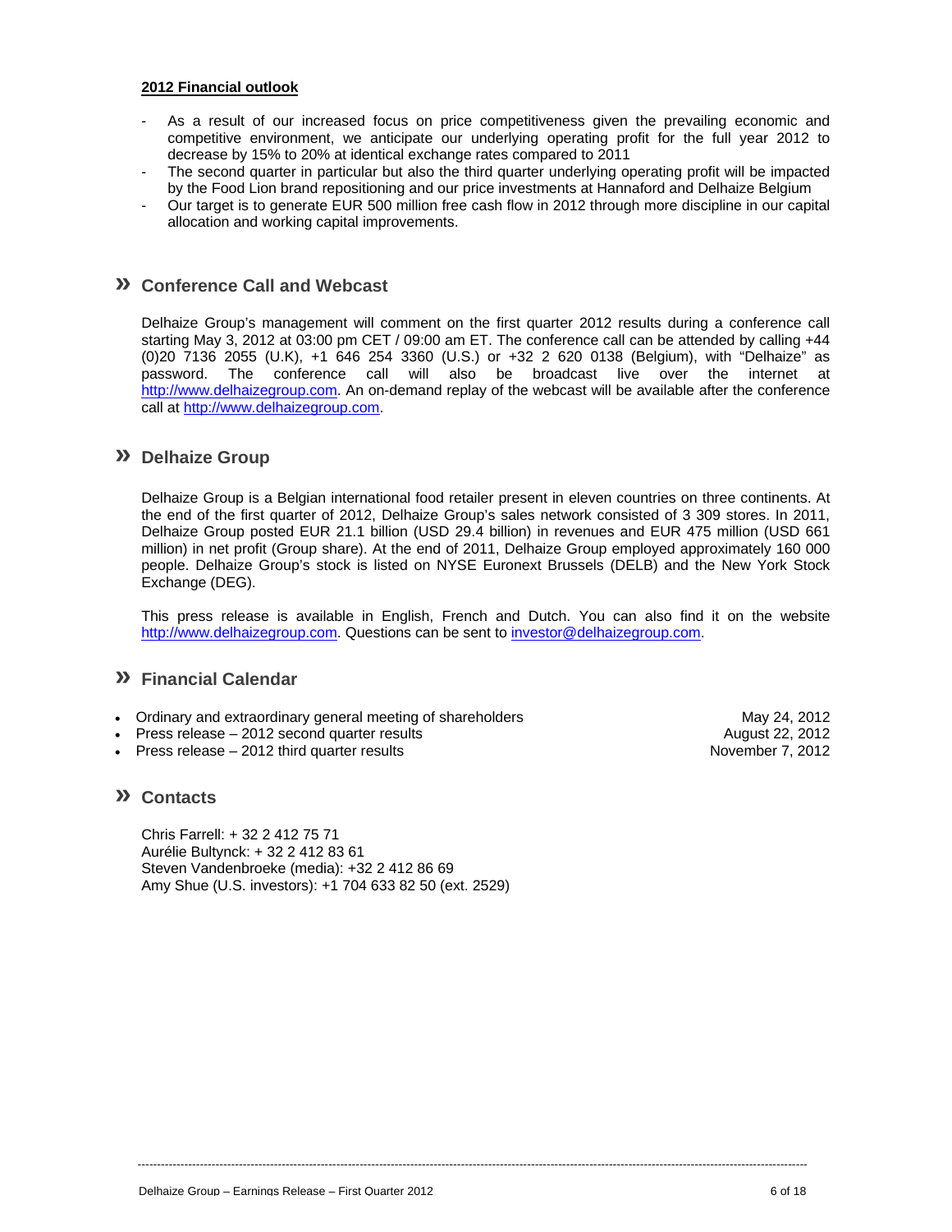**2012 Financial outlook**

- As a result of our increased focus on price competitiveness given the prevailing economic and competitive environment, we anticipate our underlying operating profit for the full year 2012 to decrease by 15% to 20% at identical exchange rates compared to 2011
- The second quarter in particular but also the third quarter underlying operating profit will be impacted by the Food Lion brand repositioning and our price investments at Hannaford and Delhaize Belgium
- Our target is to generate EUR 500 million free cash flow in 2012 through more discipline in our capital allocation and working capital improvements.

## » Conference Call and Webcast

Delhaize Group's management will comment on the first quarter 2012 results during a conference call starting May 3, 2012 at 03:00 pm CET / 09:00 am ET. The conference call can be attended by calling +44 (0)20 7136 2055 (U.K), +1 646 254 3360 (U.S.) or +32 2 620 0138 (Belgium), with "Delhaize" as password. The conference call will also be broadcast live over the internet at http://www.delhaizegroup.com. An on-demand replay of the webcast will be available after the conference call at http://www.delhaizegroup.com.

## » Delhaize Group

Delhaize Group is a Belgian international food retailer present in eleven countries on three continents. At the end of the first quarter of 2012, Delhaize Group's sales network consisted of 3 309 stores. In 2011, Delhaize Group posted EUR 21.1 billion (USD 29.4 billion) in revenues and EUR 475 million (USD 661 million) in net profit (Group share). At the end of 2011, Delhaize Group employed approximately 160 000 people. Delhaize Group's stock is listed on NYSE Euronext Brussels (DELB) and the New York Stock Exchange (DEG).

This press release is available in English, French and Dutch. You can also find it on the website http://www.delhaizegroup.com. Questions can be sent to investor@delhaizegroup.com.

## » Financial Calendar

- Ordinary and extraordinary general meeting of shareholders — May 24, 2012
- Press release – 2012 second quarter results — August 22, 2012
- Press release – 2012 third quarter results — November 7, 2012

## » Contacts

Chris Farrell: + 32 2 412 75 71
Aurélie Bultynck: + 32 2 412 83 61
Steven Vandenbroeke (media): +32 2 412 86 69
Amy Shue (U.S. investors): +1 704 633 82 50 (ext. 2529)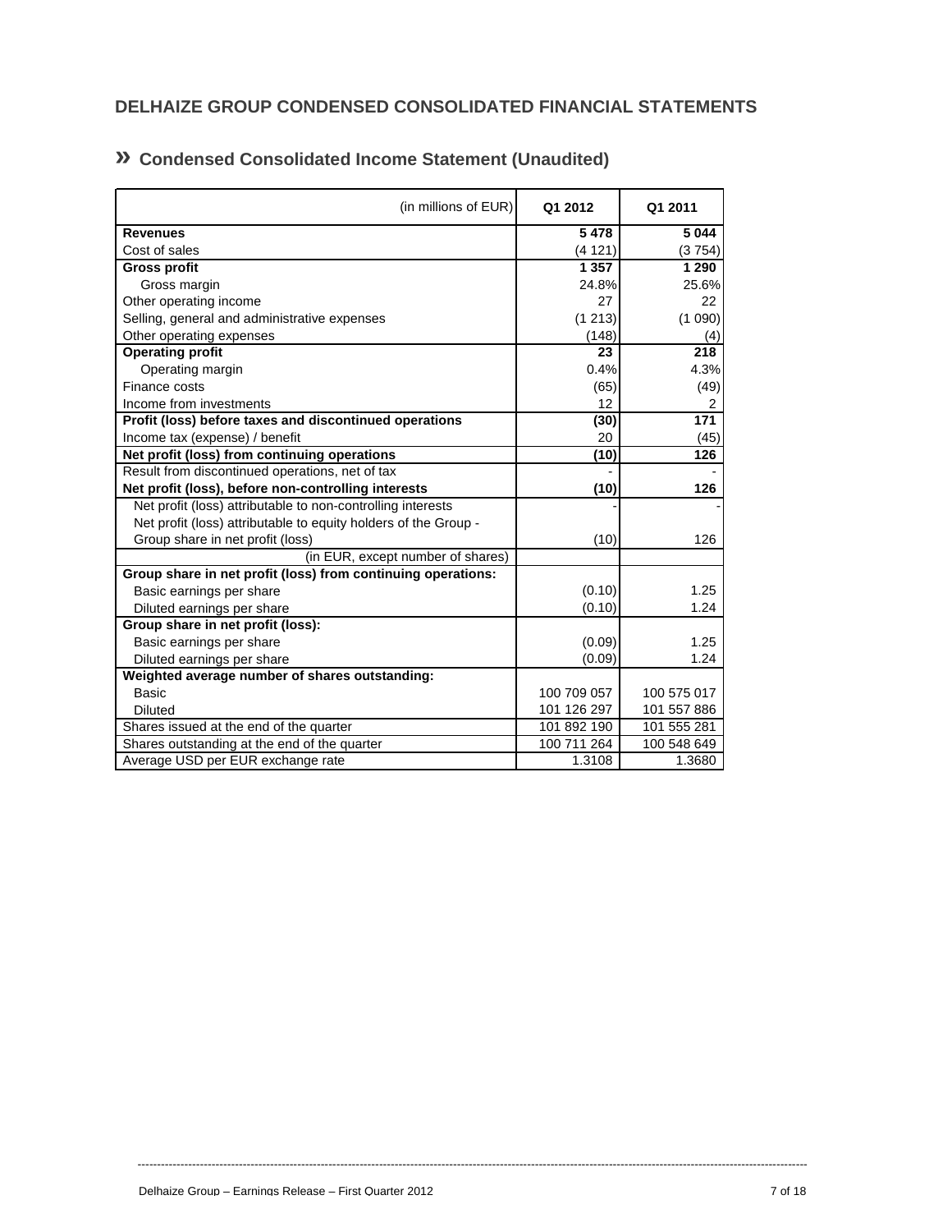## DELHAIZE GROUP CONDENSED CONSOLIDATED FINANCIAL STATEMENTS

### » Condensed Consolidated Income Statement (Unaudited)

| (in millions of EUR) | Q1 2012 | Q1 2011 |
|---|---|---|
| **Revenues** | **5 478** | **5 044** |
| Cost of sales | (4 121) | (3 754) |
| **Gross profit** | **1 357** | **1 290** |
| Gross margin | 24.8% | 25.6% |
| Other operating income | 27 | 22 |
| Selling, general and administrative expenses | (1 213) | (1 090) |
| Other operating expenses | (148) | (4) |
| **Operating profit** | **23** | **218** |
| Operating margin | 0.4% | 4.3% |
| Finance costs | (65) | (49) |
| Income from investments | 12 | 2 |
| **Profit (loss) before taxes and discontinued operations** | **(30)** | **171** |
| Income tax (expense) / benefit | 20 | (45) |
| **Net profit (loss) from continuing operations** | **(10)** | **126** |
| Result from discontinued operations, net of tax | - | - |
| **Net profit (loss), before non-controlling interests** | **(10)** | **126** |
| Net profit (loss) attributable to non-controlling interests | - | - |
| Net profit (loss) attributable to equity holders of the Group - Group share in net profit (loss) | (10) | 126 |
| (in EUR, except number of shares) | | |
| **Group share in net profit (loss) from continuing operations:** | | |
| Basic earnings per share | (0.10) | 1.25 |
| Diluted earnings per share | (0.10) | 1.24 |
| **Group share in net profit (loss):** | | |
| Basic earnings per share | (0.09) | 1.25 |
| Diluted earnings per share | (0.09) | 1.24 |
| **Weighted average number of shares outstanding:** | | |
| Basic | 100 709 057 | 100 575 017 |
| Diluted | 101 126 297 | 101 557 886 |
| Shares issued at the end of the quarter | 101 892 190 | 101 555 281 |
| Shares outstanding at the end of the quarter | 100 711 264 | 100 548 649 |
| Average USD per EUR exchange rate | 1.3108 | 1.3680 |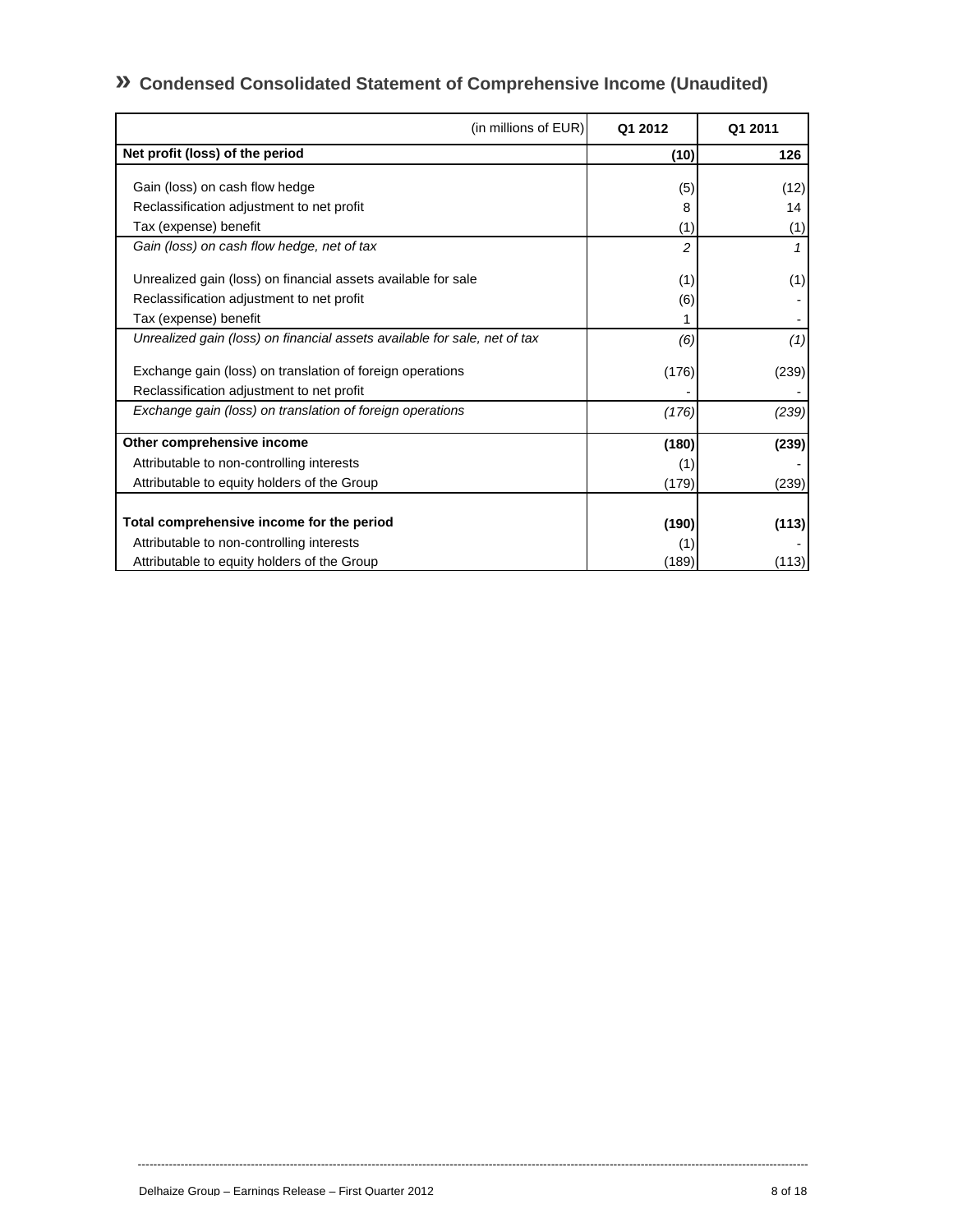## » Condensed Consolidated Statement of Comprehensive Income (Unaudited)

| (in millions of EUR) | Q1 2012 | Q1 2011 |
|---|---|---|
| **Net profit (loss) of the period** | **(10)** | **126** |
| Gain (loss) on cash flow hedge | (5) | (12) |
| Reclassification adjustment to net profit | 8 | 14 |
| Tax (expense) benefit | (1) | (1) |
| *Gain (loss) on cash flow hedge, net of tax* | *2* | *1* |
| Unrealized gain (loss) on financial assets available for sale | (1) | (1) |
| Reclassification adjustment to net profit | (6) | - |
| Tax (expense) benefit | 1 | - |
| *Unrealized gain (loss) on financial assets available for sale, net of tax* | *(6)* | *(1)* |
| Exchange gain (loss) on translation of foreign operations | (176) | (239) |
| Reclassification adjustment to net profit | - | - |
| *Exchange gain (loss) on translation of foreign operations* | *(176)* | *(239)* |
| **Other comprehensive income** | **(180)** | **(239)** |
| Attributable to non-controlling interests | (1) | - |
| Attributable to equity holders of the Group | (179) | (239) |
| **Total comprehensive income for the period** | **(190)** | **(113)** |
| Attributable to non-controlling interests | (1) | - |
| Attributable to equity holders of the Group | (189) | (113) |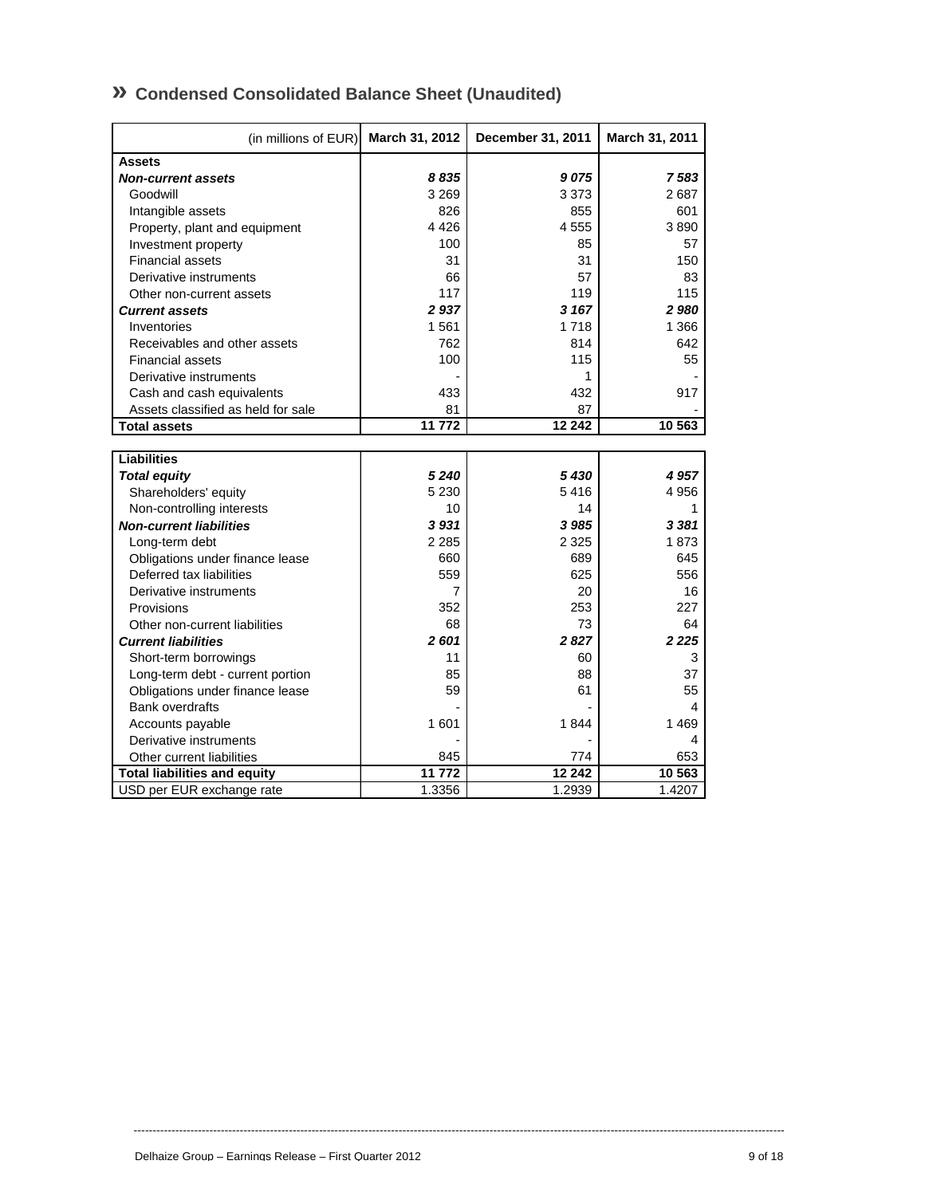## » Condensed Consolidated Balance Sheet (Unaudited)

| (in millions of EUR) | March 31, 2012 | December 31, 2011 | March 31, 2011 |
|---|---|---|---|
| **Assets** | | | |
| ***Non-current assets*** | ***8 835*** | ***9 075*** | ***7 583*** |
| Goodwill | 3 269 | 3 373 | 2 687 |
| Intangible assets | 826 | 855 | 601 |
| Property, plant and equipment | 4 426 | 4 555 | 3 890 |
| Investment property | 100 | 85 | 57 |
| Financial assets | 31 | 31 | 150 |
| Derivative instruments | 66 | 57 | 83 |
| Other non-current assets | 117 | 119 | 115 |
| ***Current assets*** | ***2 937*** | ***3 167*** | ***2 980*** |
| Inventories | 1 561 | 1 718 | 1 366 |
| Receivables and other assets | 762 | 814 | 642 |
| Financial assets | 100 | 115 | 55 |
| Derivative instruments | - | 1 | - |
| Cash and cash equivalents | 433 | 432 | 917 |
| Assets classified as held for sale | 81 | 87 | - |
| **Total assets** | **11 772** | **12 242** | **10 563** |
| **Liabilities** | | | |
| ***Total equity*** | ***5 240*** | ***5 430*** | ***4 957*** |
| Shareholders' equity | 5 230 | 5 416 | 4 956 |
| Non-controlling interests | 10 | 14 | 1 |
| ***Non-current liabilities*** | ***3 931*** | ***3 985*** | ***3 381*** |
| Long-term debt | 2 285 | 2 325 | 1 873 |
| Obligations under finance lease | 660 | 689 | 645 |
| Deferred tax liabilities | 559 | 625 | 556 |
| Derivative instruments | 7 | 20 | 16 |
| Provisions | 352 | 253 | 227 |
| Other non-current liabilities | 68 | 73 | 64 |
| ***Current liabilities*** | ***2 601*** | ***2 827*** | ***2 225*** |
| Short-term borrowings | 11 | 60 | 3 |
| Long-term debt - current portion | 85 | 88 | 37 |
| Obligations under finance lease | 59 | 61 | 55 |
| Bank overdrafts | - | - | 4 |
| Accounts payable | 1 601 | 1 844 | 1 469 |
| Derivative instruments | - | - | 4 |
| Other current liabilities | 845 | 774 | 653 |
| **Total liabilities and equity** | **11 772** | **12 242** | **10 563** |
| USD per EUR exchange rate | 1.3356 | 1.2939 | 1.4207 |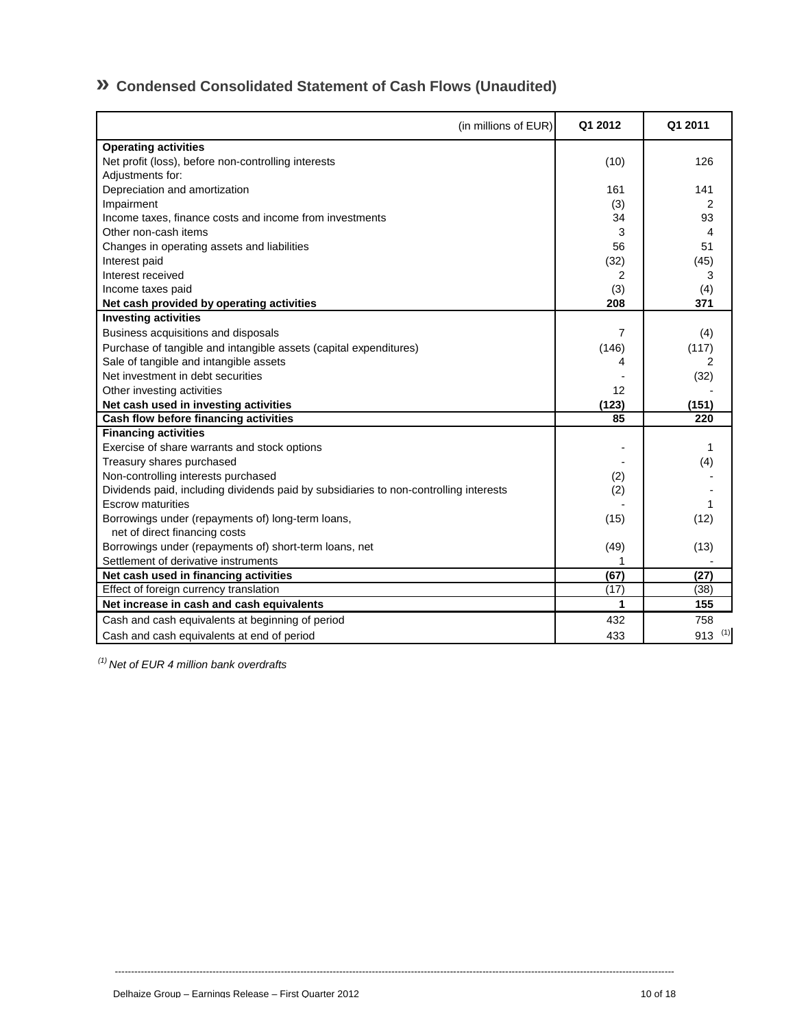## » Condensed Consolidated Statement of Cash Flows (Unaudited)

| (in millions of EUR) | Q1 2012 | Q1 2011 |
|---|---|---|
| **Operating activities** | | |
| Net profit (loss), before non-controlling interests | (10) | 126 |
| Adjustments for: | | |
| Depreciation and amortization | 161 | 141 |
| Impairment | (3) | 2 |
| Income taxes, finance costs and income from investments | 34 | 93 |
| Other non-cash items | 3 | 4 |
| Changes in operating assets and liabilities | 56 | 51 |
| Interest paid | (32) | (45) |
| Interest received | 2 | 3 |
| Income taxes paid | (3) | (4) |
| **Net cash provided by operating activities** | **208** | **371** |
| **Investing activities** | | |
| Business acquisitions and disposals | 7 | (4) |
| Purchase of tangible and intangible assets (capital expenditures) | (146) | (117) |
| Sale of tangible and intangible assets | 4 | 2 |
| Net investment in debt securities | - | (32) |
| Other investing activities | 12 | - |
| **Net cash used in investing activities** | **(123)** | **(151)** |
| **Cash flow before financing activities** | **85** | **220** |
| **Financing activities** | | |
| Exercise of share warrants and stock options | - | 1 |
| Treasury shares purchased | - | (4) |
| Non-controlling interests purchased | (2) | - |
| Dividends paid, including dividends paid by subsidiaries to non-controlling interests | (2) | - |
| Escrow maturities | - | 1 |
| Borrowings under (repayments of) long-term loans, net of direct financing costs | (15) | (12) |
| Borrowings under (repayments of) short-term loans, net | (49) | (13) |
| Settlement of derivative instruments | 1 | - |
| **Net cash used in financing activities** | **(67)** | **(27)** |
| Effect of foreign currency translation | (17) | (38) |
| **Net increase in cash and cash equivalents** | **1** | **155** |
| Cash and cash equivalents at beginning of period | 432 | 758 |
| Cash and cash equivalents at end of period | 433 | 913 [1] |

*[1] Net of EUR 4 million bank overdrafts*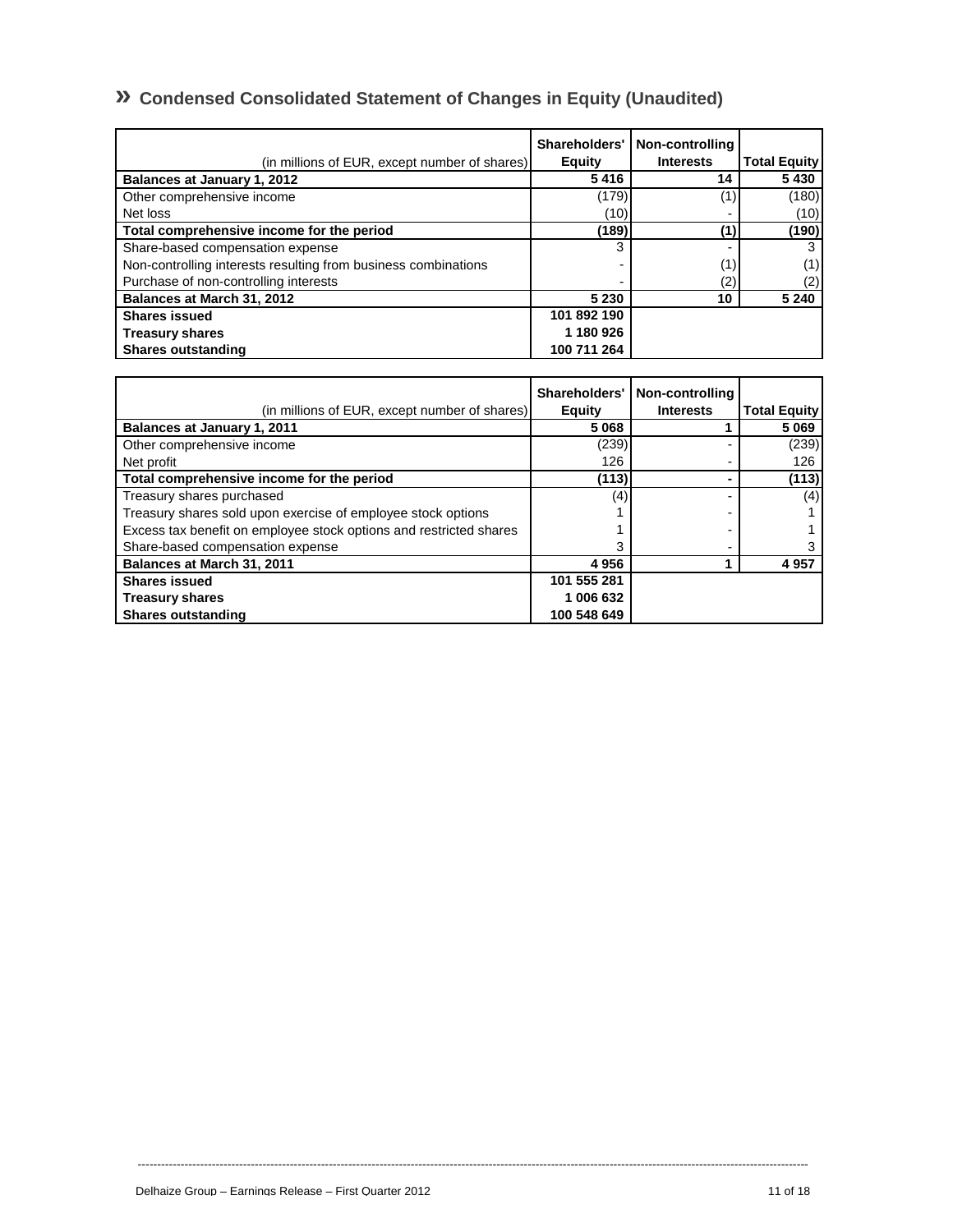## » Condensed Consolidated Statement of Changes in Equity (Unaudited)

| (in millions of EUR, except number of shares) | Shareholders' Equity | Non-controlling Interests | Total Equity |
|---|---|---|---|
| **Balances at January 1, 2012** | **5 416** | **14** | **5 430** |
| Other comprehensive income | (179) | (1) | (180) |
| Net loss | (10) | - | (10) |
| **Total comprehensive income for the period** | **(189)** | **(1)** | **(190)** |
| Share-based compensation expense | 3 | - | 3 |
| Non-controlling interests resulting from business combinations | - | (1) | (1) |
| Purchase of non-controlling interests | - | (2) | (2) |
| **Balances at March 31, 2012** | **5 230** | **10** | **5 240** |
| **Shares issued** | **101 892 190** | | |
| **Treasury shares** | **1 180 926** | | |
| **Shares outstanding** | **100 711 264** | | |

| (in millions of EUR, except number of shares) | Shareholders' Equity | Non-controlling Interests | Total Equity |
|---|---|---|---|
| **Balances at January 1, 2011** | **5 068** | **1** | **5 069** |
| Other comprehensive income | (239) | - | (239) |
| Net profit | 126 | - | 126 |
| **Total comprehensive income for the period** | **(113)** | **-** | **(113)** |
| Treasury shares purchased | (4) | - | (4) |
| Treasury shares sold upon exercise of employee stock options | 1 | - | 1 |
| Excess tax benefit on employee stock options and restricted shares | 1 | - | 1 |
| Share-based compensation expense | 3 | - | 3 |
| **Balances at March 31, 2011** | **4 956** | **1** | **4 957** |
| **Shares issued** | **101 555 281** | | |
| **Treasury shares** | **1 006 632** | | |
| **Shares outstanding** | **100 548 649** | | |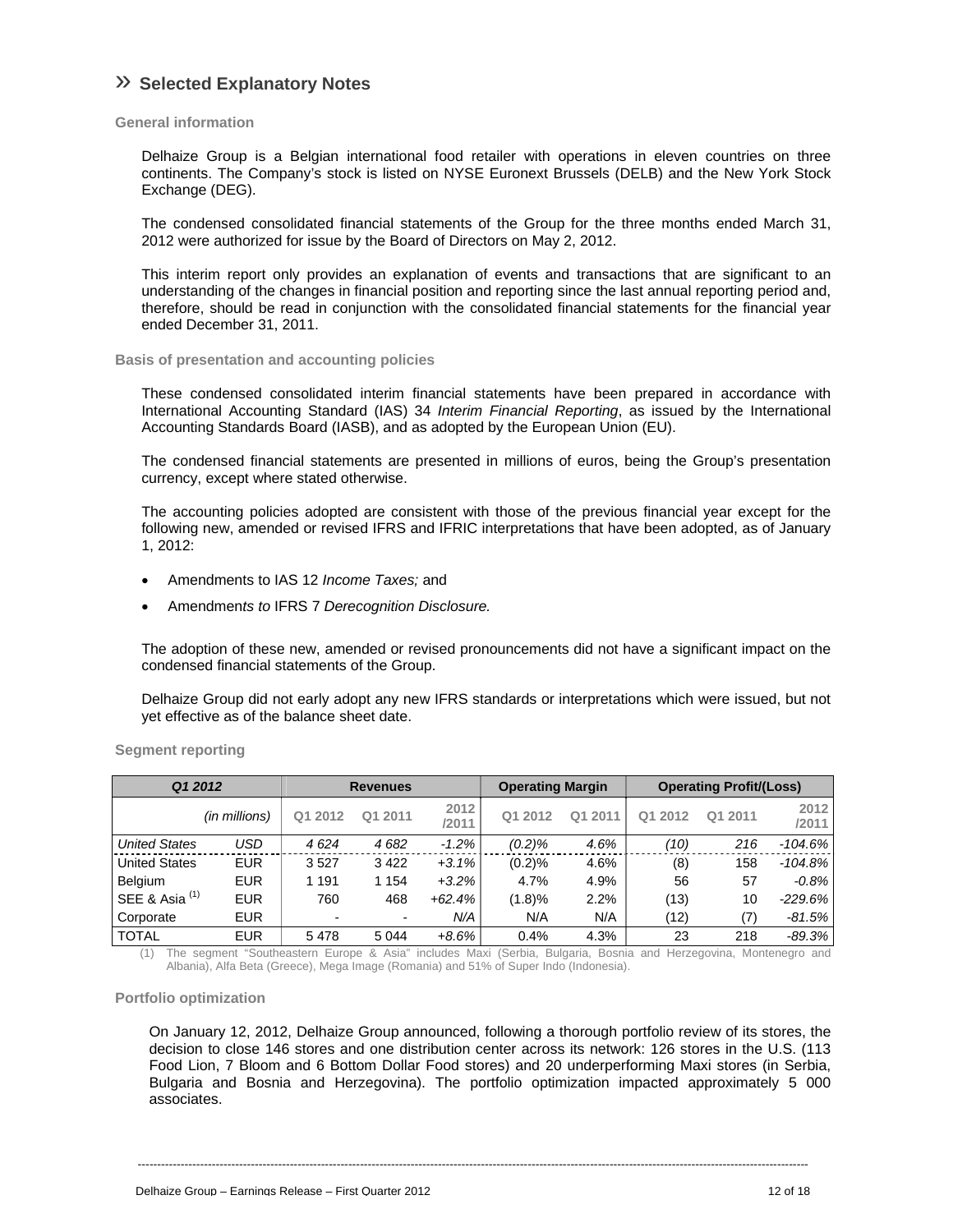## » Selected Explanatory Notes

### General information

Delhaize Group is a Belgian international food retailer with operations in eleven countries on three continents. The Company's stock is listed on NYSE Euronext Brussels (DELB) and the New York Stock Exchange (DEG).

The condensed consolidated financial statements of the Group for the three months ended March 31, 2012 were authorized for issue by the Board of Directors on May 2, 2012.

This interim report only provides an explanation of events and transactions that are significant to an understanding of the changes in financial position and reporting since the last annual reporting period and, therefore, should be read in conjunction with the consolidated financial statements for the financial year ended December 31, 2011.

### Basis of presentation and accounting policies

These condensed consolidated interim financial statements have been prepared in accordance with International Accounting Standard (IAS) 34 *Interim Financial Reporting*, as issued by the International Accounting Standards Board (IASB), and as adopted by the European Union (EU).

The condensed financial statements are presented in millions of euros, being the Group's presentation currency, except where stated otherwise.

The accounting policies adopted are consistent with those of the previous financial year except for the following new, amended or revised IFRS and IFRIC interpretations that have been adopted, as of January 1, 2012:

- Amendments to IAS 12 *Income Taxes;* and
- Amendment*s to* IFRS 7 *Derecognition Disclosure.*

The adoption of these new, amended or revised pronouncements did not have a significant impact on the condensed financial statements of the Group.

Delhaize Group did not early adopt any new IFRS standards or interpretations which were issued, but not yet effective as of the balance sheet date.

### Segment reporting

| *Q1 2012* | | Revenues | | | Operating Margin | | Operating Profit/(Loss) | | |
|---|---|---|---|---|---|---|---|---|---|
| | *(in millions)* | Q1 2012 | Q1 2011 | 2012 /2011 | Q1 2012 | Q1 2011 | Q1 2012 | Q1 2011 | 2012 /2011 |
| *United States* | *USD* | *4 624* | *4 682* | *-1.2%* | *(0.2)%* | *4.6%* | *(10)* | *216* | *-104.6%* |
| United States | EUR | 3 527 | 3 422 | *+3.1%* | (0.2)% | 4.6% | (8) | 158 | *-104.8%* |
| Belgium | EUR | 1 191 | 1 154 | *+3.2%* | 4.7% | 4.9% | 56 | 57 | *-0.8%* |
| SEE & Asia [(1)] | EUR | 760 | 468 | *+62.4%* | (1.8)% | 2.2% | (13) | 10 | *-229.6%* |
| Corporate | EUR | - | - | *N/A* | N/A | N/A | (12) | (7) | *-81.5%* |
| TOTAL | EUR | 5 478 | 5 044 | *+8.6%* | 0.4% | 4.3% | 23 | 218 | *-89.3%* |

(1) The segment "Southeastern Europe & Asia" includes Maxi (Serbia, Bulgaria, Bosnia and Herzegovina, Montenegro and Albania), Alfa Beta (Greece), Mega Image (Romania) and 51% of Super Indo (Indonesia).

### Portfolio optimization

On January 12, 2012, Delhaize Group announced, following a thorough portfolio review of its stores, the decision to close 146 stores and one distribution center across its network: 126 stores in the U.S. (113 Food Lion, 7 Bloom and 6 Bottom Dollar Food stores) and 20 underperforming Maxi stores (in Serbia, Bulgaria and Bosnia and Herzegovina). The portfolio optimization impacted approximately 5 000 associates.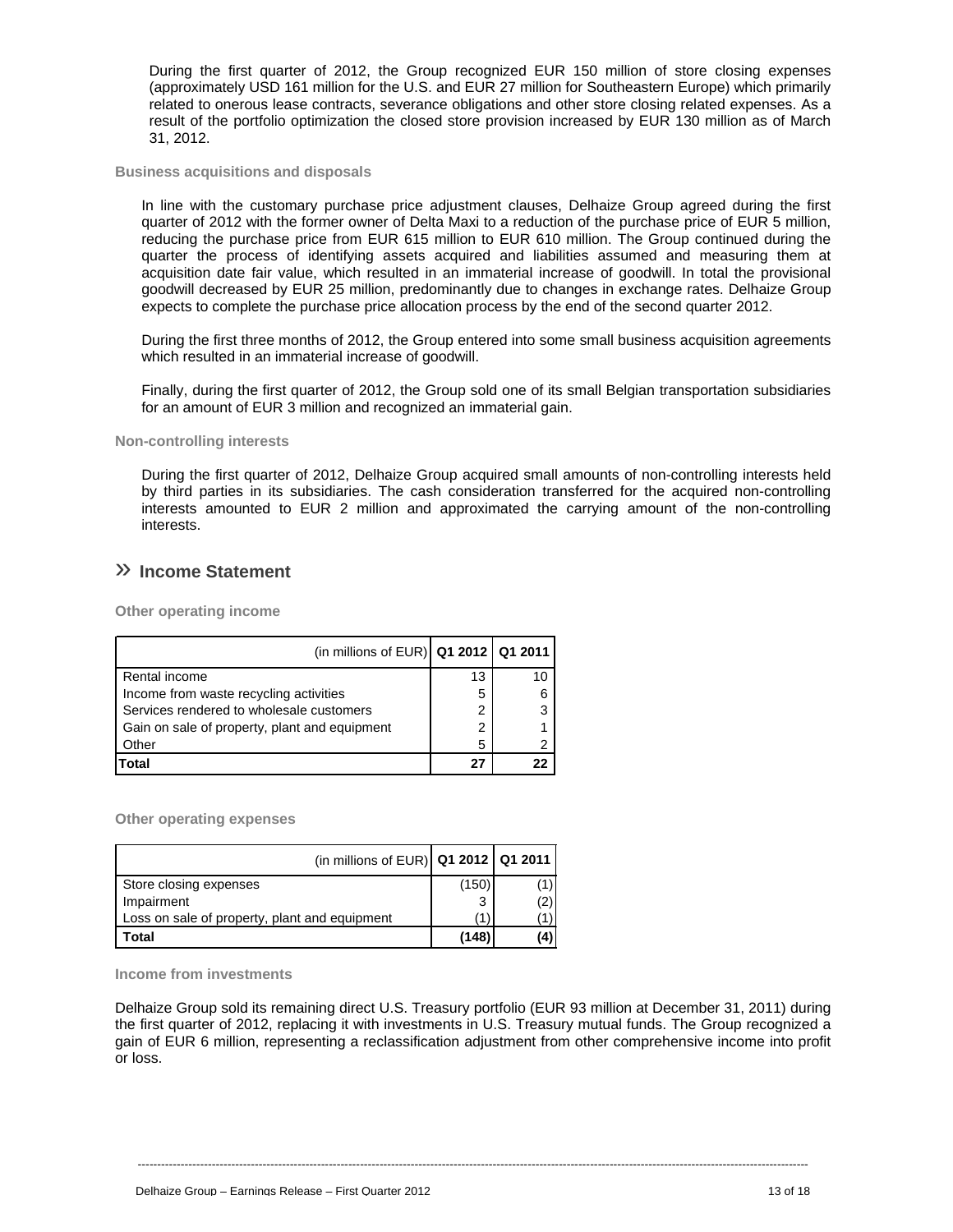During the first quarter of 2012, the Group recognized EUR 150 million of store closing expenses (approximately USD 161 million for the U.S. and EUR 27 million for Southeastern Europe) which primarily related to onerous lease contracts, severance obligations and other store closing related expenses. As a result of the portfolio optimization the closed store provision increased by EUR 130 million as of March 31, 2012.

### Business acquisitions and disposals

In line with the customary purchase price adjustment clauses, Delhaize Group agreed during the first quarter of 2012 with the former owner of Delta Maxi to a reduction of the purchase price of EUR 5 million, reducing the purchase price from EUR 615 million to EUR 610 million. The Group continued during the quarter the process of identifying assets acquired and liabilities assumed and measuring them at acquisition date fair value, which resulted in an immaterial increase of goodwill. In total the provisional goodwill decreased by EUR 25 million, predominantly due to changes in exchange rates. Delhaize Group expects to complete the purchase price allocation process by the end of the second quarter 2012.

During the first three months of 2012, the Group entered into some small business acquisition agreements which resulted in an immaterial increase of goodwill.

Finally, during the first quarter of 2012, the Group sold one of its small Belgian transportation subsidiaries for an amount of EUR 3 million and recognized an immaterial gain.

### Non-controlling interests

During the first quarter of 2012, Delhaize Group acquired small amounts of non-controlling interests held by third parties in its subsidiaries. The cash consideration transferred for the acquired non-controlling interests amounted to EUR 2 million and approximated the carrying amount of the non-controlling interests.

## » Income Statement

### Other operating income

| (in millions of EUR) | Q1 2012 | Q1 2011 |
|---|---|---|
| Rental income | 13 | 10 |
| Income from waste recycling activities | 5 | 6 |
| Services rendered to wholesale customers | 2 | 3 |
| Gain on sale of property, plant and equipment | 2 | 1 |
| Other | 5 | 2 |
| **Total** | **27** | **22** |

### Other operating expenses

| (in millions of EUR) | Q1 2012 | Q1 2011 |
|---|---|---|
| Store closing expenses | (150) | (1) |
| Impairment | 3 | (2) |
| Loss on sale of property, plant and equipment | (1) | (1) |
| **Total** | **(148)** | **(4)** |

### Income from investments

Delhaize Group sold its remaining direct U.S. Treasury portfolio (EUR 93 million at December 31, 2011) during the first quarter of 2012, replacing it with investments in U.S. Treasury mutual funds. The Group recognized a gain of EUR 6 million, representing a reclassification adjustment from other comprehensive income into profit or loss.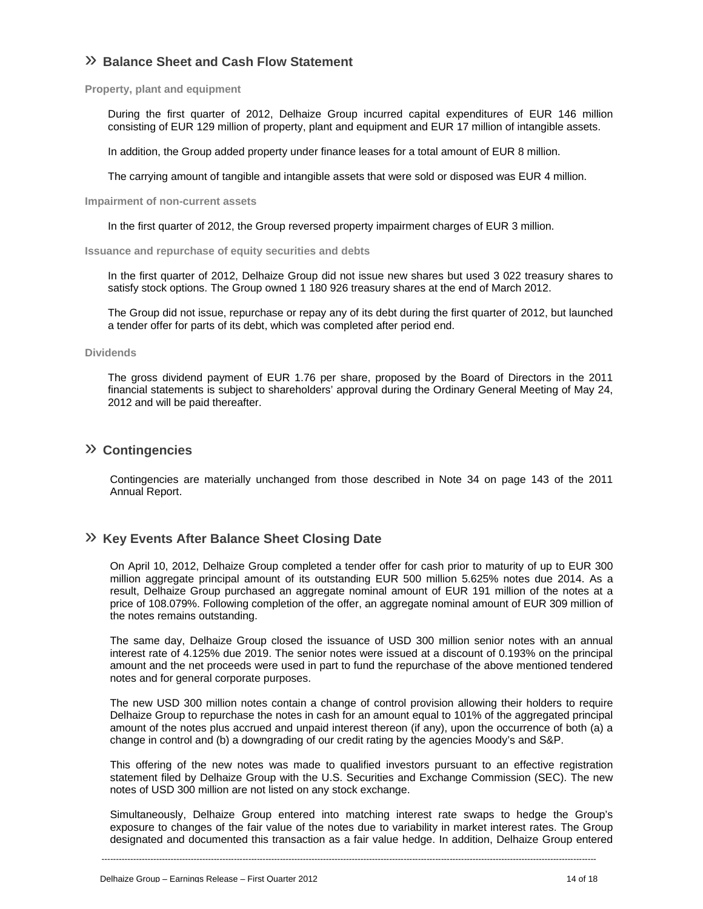## » Balance Sheet and Cash Flow Statement

### Property, plant and equipment

During the first quarter of 2012, Delhaize Group incurred capital expenditures of EUR 146 million consisting of EUR 129 million of property, plant and equipment and EUR 17 million of intangible assets.

In addition, the Group added property under finance leases for a total amount of EUR 8 million.

The carrying amount of tangible and intangible assets that were sold or disposed was EUR 4 million.

### Impairment of non-current assets

In the first quarter of 2012, the Group reversed property impairment charges of EUR 3 million.

### Issuance and repurchase of equity securities and debts

In the first quarter of 2012, Delhaize Group did not issue new shares but used 3 022 treasury shares to satisfy stock options. The Group owned 1 180 926 treasury shares at the end of March 2012.

The Group did not issue, repurchase or repay any of its debt during the first quarter of 2012, but launched a tender offer for parts of its debt, which was completed after period end.

### Dividends

The gross dividend payment of EUR 1.76 per share, proposed by the Board of Directors in the 2011 financial statements is subject to shareholders' approval during the Ordinary General Meeting of May 24, 2012 and will be paid thereafter.

## » Contingencies

Contingencies are materially unchanged from those described in Note 34 on page 143 of the 2011 Annual Report.

## » Key Events After Balance Sheet Closing Date

On April 10, 2012, Delhaize Group completed a tender offer for cash prior to maturity of up to EUR 300 million aggregate principal amount of its outstanding EUR 500 million 5.625% notes due 2014. As a result, Delhaize Group purchased an aggregate nominal amount of EUR 191 million of the notes at a price of 108.079%. Following completion of the offer, an aggregate nominal amount of EUR 309 million of the notes remains outstanding.

The same day, Delhaize Group closed the issuance of USD 300 million senior notes with an annual interest rate of 4.125% due 2019. The senior notes were issued at a discount of 0.193% on the principal amount and the net proceeds were used in part to fund the repurchase of the above mentioned tendered notes and for general corporate purposes.

The new USD 300 million notes contain a change of control provision allowing their holders to require Delhaize Group to repurchase the notes in cash for an amount equal to 101% of the aggregated principal amount of the notes plus accrued and unpaid interest thereon (if any), upon the occurrence of both (a) a change in control and (b) a downgrading of our credit rating by the agencies Moody's and S&P.

This offering of the new notes was made to qualified investors pursuant to an effective registration statement filed by Delhaize Group with the U.S. Securities and Exchange Commission (SEC). The new notes of USD 300 million are not listed on any stock exchange.

Simultaneously, Delhaize Group entered into matching interest rate swaps to hedge the Group's exposure to changes of the fair value of the notes due to variability in market interest rates. The Group designated and documented this transaction as a fair value hedge. In addition, Delhaize Group entered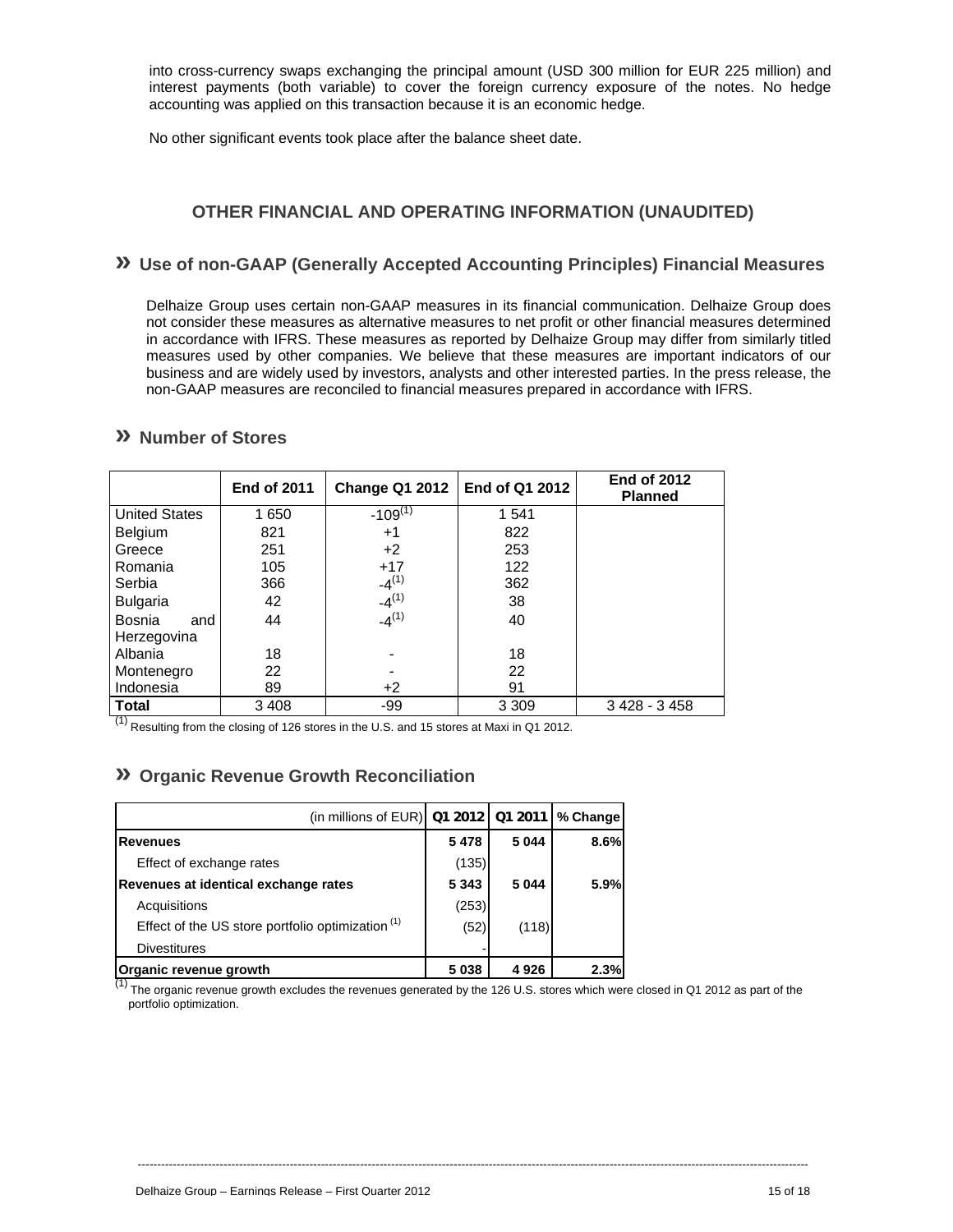into cross-currency swaps exchanging the principal amount (USD 300 million for EUR 225 million) and interest payments (both variable) to cover the foreign currency exposure of the notes. No hedge accounting was applied on this transaction because it is an economic hedge.

No other significant events took place after the balance sheet date.

## OTHER FINANCIAL AND OPERATING INFORMATION (UNAUDITED)

### » Use of non-GAAP (Generally Accepted Accounting Principles) Financial Measures

Delhaize Group uses certain non-GAAP measures in its financial communication. Delhaize Group does not consider these measures as alternative measures to net profit or other financial measures determined in accordance with IFRS. These measures as reported by Delhaize Group may differ from similarly titled measures used by other companies. We believe that these measures are important indicators of our business and are widely used by investors, analysts and other interested parties. In the press release, the non-GAAP measures are reconciled to financial measures prepared in accordance with IFRS.

### » Number of Stores

| | End of 2011 | Change Q1 2012 | End of Q1 2012 | End of 2012 Planned |
|---|---|---|---|---|
| United States | 1 650 | -109[(1)] | 1 541 | |
| Belgium | 821 | +1 | 822 | |
| Greece | 251 | +2 | 253 | |
| Romania | 105 | +17 | 122 | |
| Serbia | 366 | -4[(1)] | 362 | |
| Bulgaria | 42 | -4[(1)] | 38 | |
| Bosnia and Herzegovina | 44 | -4[(1)] | 40 | |
| Albania | 18 | - | 18 | |
| Montenegro | 22 | - | 22 | |
| Indonesia | 89 | +2 | 91 | |
| **Total** | 3 408 | -99 | 3 309 | 3 428 - 3 458 |

(1) Resulting from the closing of 126 stores in the U.S. and 15 stores at Maxi in Q1 2012.

### » Organic Revenue Growth Reconciliation

| (in millions of EUR) | Q1 2012 | Q1 2011 | % Change |
|---|---|---|---|
| **Revenues** | **5 478** | **5 044** | **8.6%** |
| Effect of exchange rates | (135) | | |
| **Revenues at identical exchange rates** | **5 343** | **5 044** | **5.9%** |
| Acquisitions | (253) | | |
| Effect of the US store portfolio optimization [(1)] | (52) | (118) | |
| Divestitures | - | | |
| **Organic revenue growth** | **5 038** | **4 926** | **2.3%** |

(1) The organic revenue growth excludes the revenues generated by the 126 U.S. stores which were closed in Q1 2012 as part of the portfolio optimization.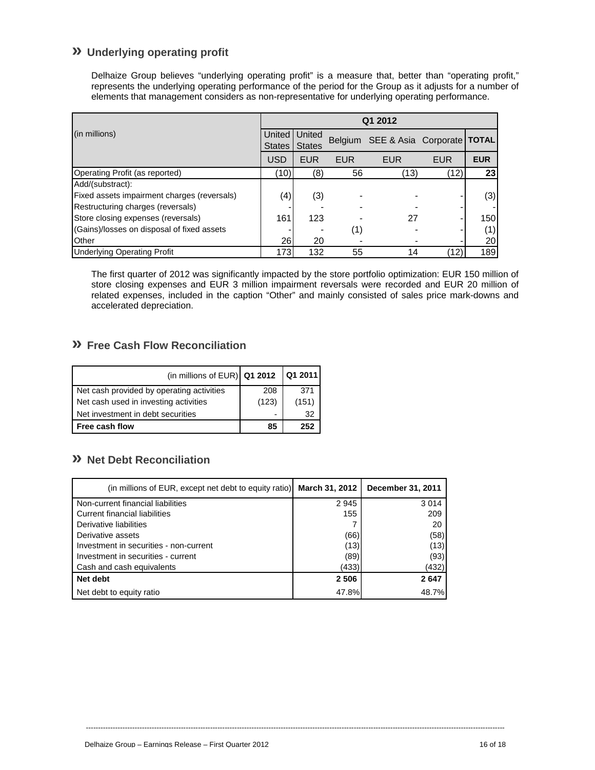## » Underlying operating profit

Delhaize Group believes “underlying operating profit” is a measure that, better than “operating profit,” represents the underlying operating performance of the period for the Group as it adjusts for a number of elements that management considers as non-representative for underlying operating performance.

| (in millions) | Q1 2012 | | | | | |
|---|---|---|---|---|---|---|
| | United States | United States | Belgium | SEE & Asia | Corporate | **TOTAL** |
| | USD | EUR | EUR | EUR | EUR | **EUR** |
| Operating Profit (as reported) | (10) | (8) | 56 | (13) | (12) | **23** |
| Add/(substract): | | | | | | |
| Fixed assets impairment charges (reversals) | (4) | (3) | - | - | - | (3) |
| Restructuring charges (reversals) | - | - | - | - | - | - |
| Store closing expenses (reversals) | 161 | 123 | - | 27 | - | 150 |
| (Gains)/losses on disposal of fixed assets | - | - | (1) | - | - | (1) |
| Other | 26 | 20 | - | - | - | 20 |
| Underlying Operating Profit | 173 | 132 | 55 | 14 | (12) | 189 |

The first quarter of 2012 was significantly impacted by the store portfolio optimization: EUR 150 million of store closing expenses and EUR 3 million impairment reversals were recorded and EUR 20 million of related expenses, included in the caption “Other” and mainly consisted of sales price mark-downs and accelerated depreciation.

## » Free Cash Flow Reconciliation

| (in millions of EUR) | Q1 2012 | Q1 2011 |
|---|---|---|
| Net cash provided by operating activities | 208 | 371 |
| Net cash used in investing activities | (123) | (151) |
| Net investment in debt securities | - | 32 |
| **Free cash flow** | **85** | **252** |

## » Net Debt Reconciliation

| (in millions of EUR, except net debt to equity ratio) | March 31, 2012 | December 31, 2011 |
|---|---|---|
| Non-current financial liabilities | 2 945 | 3 014 |
| Current financial liabilities | 155 | 209 |
| Derivative liabilities | 7 | 20 |
| Derivative assets | (66) | (58) |
| Investment in securities - non-current | (13) | (13) |
| Investment in securities - current | (89) | (93) |
| Cash and cash equivalents | (433) | (432) |
| **Net debt** | **2 506** | **2 647** |
| Net debt to equity ratio | 47.8% | 48.7% |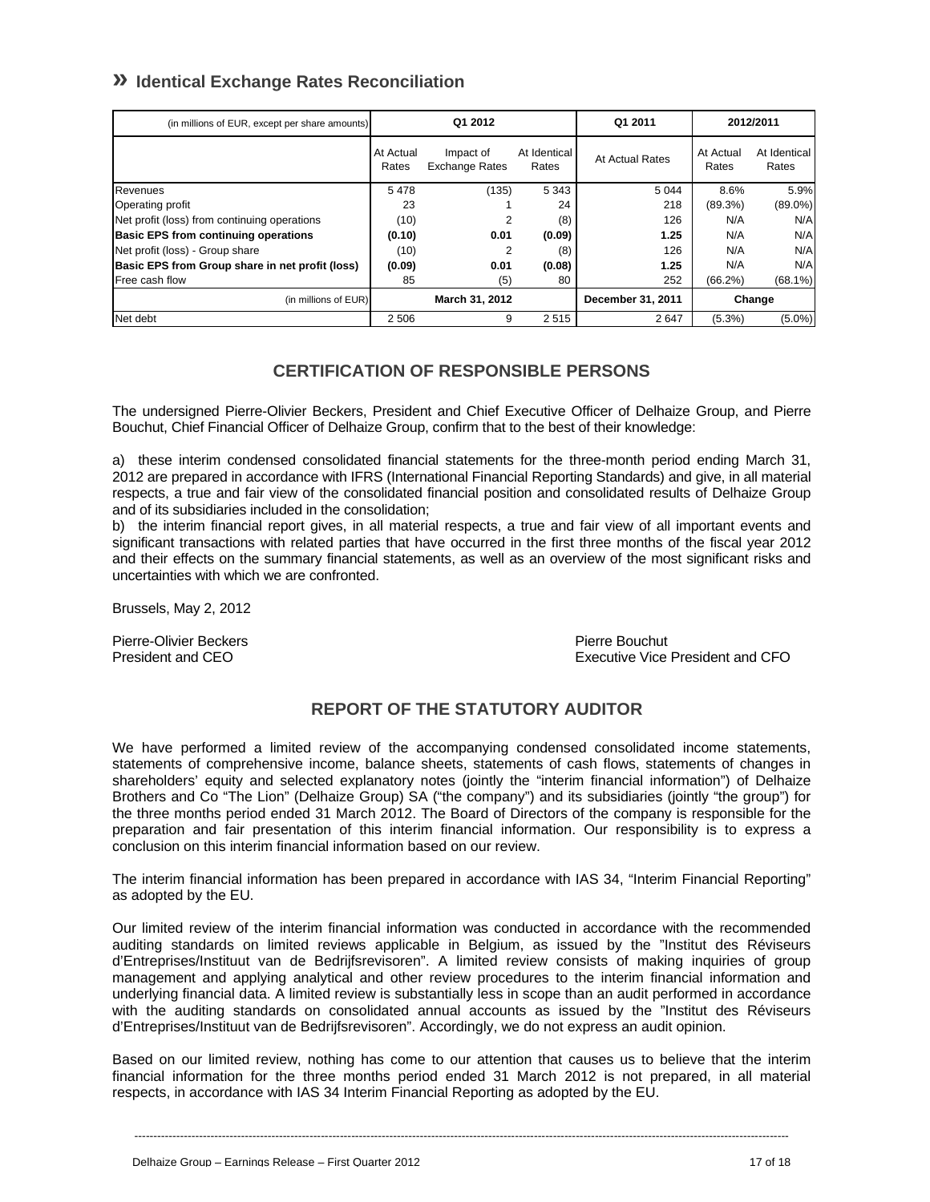## » Identical Exchange Rates Reconciliation

| (in millions of EUR, except per share amounts) | Q1 2012 | | | Q1 2011 | 2012/2011 | |
|---|---|---|---|---|---|---|
| | At Actual Rates | Impact of Exchange Rates | At Identical Rates | At Actual Rates | At Actual Rates | At Identical Rates |
| Revenues | 5 478 | (135) | 5 343 | 5 044 | 8.6% | 5.9% |
| Operating profit | 23 | 1 | 24 | 218 | (89.3%) | (89.0%) |
| Net profit (loss) from continuing operations | (10) | 2 | (8) | 126 | N/A | N/A |
| **Basic EPS from continuing operations** | **(0.10)** | **0.01** | **(0.09)** | **1.25** | N/A | N/A |
| Net profit (loss) - Group share | (10) | 2 | (8) | 126 | N/A | N/A |
| **Basic EPS from Group share in net profit (loss)** | **(0.09)** | **0.01** | **(0.08)** | **1.25** | N/A | N/A |
| Free cash flow | 85 | (5) | 80 | 252 | (66.2%) | (68.1%) |
| (in millions of EUR) | **March 31, 2012** | | | **December 31, 2011** | **Change** | |
| Net debt | 2 506 | 9 | 2 515 | 2 647 | (5.3%) | (5.0%) |

## CERTIFICATION OF RESPONSIBLE PERSONS

The undersigned Pierre-Olivier Beckers, President and Chief Executive Officer of Delhaize Group, and Pierre Bouchut, Chief Financial Officer of Delhaize Group, confirm that to the best of their knowledge:

a) these interim condensed consolidated financial statements for the three-month period ending March 31, 2012 are prepared in accordance with IFRS (International Financial Reporting Standards) and give, in all material respects, a true and fair view of the consolidated financial position and consolidated results of Delhaize Group and of its subsidiaries included in the consolidation;
b) the interim financial report gives, in all material respects, a true and fair view of all important events and significant transactions with related parties that have occurred in the first three months of the fiscal year 2012 and their effects on the summary financial statements, as well as an overview of the most significant risks and uncertainties with which we are confronted.

Brussels, May 2, 2012

Pierre-Olivier Beckers
President and CEO

Pierre Bouchut
Executive Vice President and CFO

## REPORT OF THE STATUTORY AUDITOR

We have performed a limited review of the accompanying condensed consolidated income statements, statements of comprehensive income, balance sheets, statements of cash flows, statements of changes in shareholders' equity and selected explanatory notes (jointly the "interim financial information") of Delhaize Brothers and Co "The Lion" (Delhaize Group) SA ("the company") and its subsidiaries (jointly "the group") for the three months period ended 31 March 2012. The Board of Directors of the company is responsible for the preparation and fair presentation of this interim financial information. Our responsibility is to express a conclusion on this interim financial information based on our review.

The interim financial information has been prepared in accordance with IAS 34, "Interim Financial Reporting" as adopted by the EU.

Our limited review of the interim financial information was conducted in accordance with the recommended auditing standards on limited reviews applicable in Belgium, as issued by the "Institut des Réviseurs d'Entreprises/Instituut van de Bedrijfsrevisoren". A limited review consists of making inquiries of group management and applying analytical and other review procedures to the interim financial information and underlying financial data. A limited review is substantially less in scope than an audit performed in accordance with the auditing standards on consolidated annual accounts as issued by the "Institut des Réviseurs d'Entreprises/Instituut van de Bedrijfsrevisoren". Accordingly, we do not express an audit opinion.

Based on our limited review, nothing has come to our attention that causes us to believe that the interim financial information for the three months period ended 31 March 2012 is not prepared, in all material respects, in accordance with IAS 34 Interim Financial Reporting as adopted by the EU.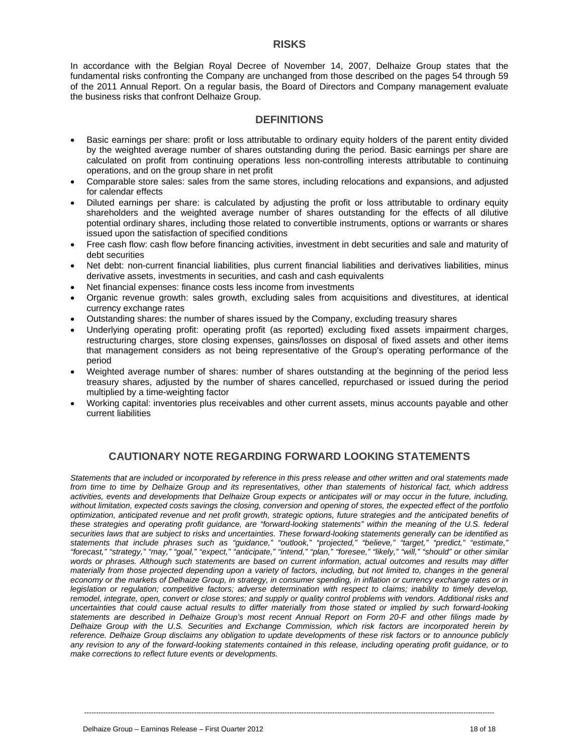## RISKS

In accordance with the Belgian Royal Decree of November 14, 2007, Delhaize Group states that the fundamental risks confronting the Company are unchanged from those described on the pages 54 through 59 of the 2011 Annual Report. On a regular basis, the Board of Directors and Company management evaluate the business risks that confront Delhaize Group.

## DEFINITIONS

- Basic earnings per share: profit or loss attributable to ordinary equity holders of the parent entity divided by the weighted average number of shares outstanding during the period. Basic earnings per share are calculated on profit from continuing operations less non-controlling interests attributable to continuing operations, and on the group share in net profit
- Comparable store sales: sales from the same stores, including relocations and expansions, and adjusted for calendar effects
- Diluted earnings per share: is calculated by adjusting the profit or loss attributable to ordinary equity shareholders and the weighted average number of shares outstanding for the effects of all dilutive potential ordinary shares, including those related to convertible instruments, options or warrants or shares issued upon the satisfaction of specified conditions
- Free cash flow: cash flow before financing activities, investment in debt securities and sale and maturity of debt securities
- Net debt: non-current financial liabilities, plus current financial liabilities and derivatives liabilities, minus derivative assets, investments in securities, and cash and cash equivalents
- Net financial expenses: finance costs less income from investments
- Organic revenue growth: sales growth, excluding sales from acquisitions and divestitures, at identical currency exchange rates
- Outstanding shares: the number of shares issued by the Company, excluding treasury shares
- Underlying operating profit: operating profit (as reported) excluding fixed assets impairment charges, restructuring charges, store closing expenses, gains/losses on disposal of fixed assets and other items that management considers as not being representative of the Group's operating performance of the period
- Weighted average number of shares: number of shares outstanding at the beginning of the period less treasury shares, adjusted by the number of shares cancelled, repurchased or issued during the period multiplied by a time-weighting factor
- Working capital: inventories plus receivables and other current assets, minus accounts payable and other current liabilities

## CAUTIONARY NOTE REGARDING FORWARD LOOKING STATEMENTS

*Statements that are included or incorporated by reference in this press release and other written and oral statements made from time to time by Delhaize Group and its representatives, other than statements of historical fact, which address activities, events and developments that Delhaize Group expects or anticipates will or may occur in the future, including, without limitation, expected costs savings the closing, conversion and opening of stores, the expected effect of the portfolio optimization, anticipated revenue and net profit growth, strategic options, future strategies and the anticipated benefits of these strategies and operating profit guidance, are "forward-looking statements" within the meaning of the U.S. federal securities laws that are subject to risks and uncertainties. These forward-looking statements generally can be identified as statements that include phrases such as "guidance," "outlook," "projected," "believe," "target," "predict," "estimate," "forecast," "strategy," "may," "goal," "expect," "anticipate," "intend," "plan," "foresee," "likely," "will," "should" or other similar words or phrases. Although such statements are based on current information, actual outcomes and results may differ materially from those projected depending upon a variety of factors, including, but not limited to, changes in the general economy or the markets of Delhaize Group, in strategy, in consumer spending, in inflation or currency exchange rates or in legislation or regulation; competitive factors; adverse determination with respect to claims; inability to timely develop, remodel, integrate, open, convert or close stores; and supply or quality control problems with vendors. Additional risks and uncertainties that could cause actual results to differ materially from those stated or implied by such forward-looking statements are described in Delhaize Group's most recent Annual Report on Form 20-F and other filings made by Delhaize Group with the U.S. Securities and Exchange Commission, which risk factors are incorporated herein by reference. Delhaize Group disclaims any obligation to update developments of these risk factors or to announce publicly any revision to any of the forward-looking statements contained in this release, including operating profit guidance, or to make corrections to reflect future events or developments.*